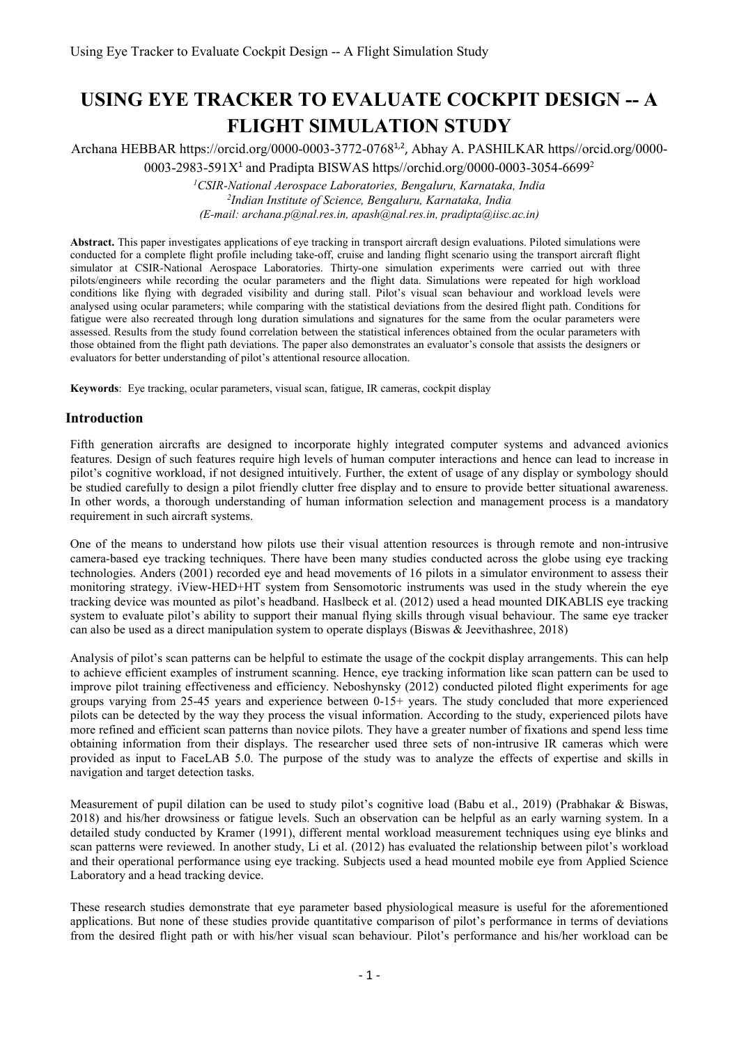# USING EYE TRACKER TO EVALUATE COCKPIT DESIGN -- A FLIGHT SIMULATION STUDY

Archana HEBBAR https://orcid.org/0000-0003-3772-0768[1,2], Abhay A. PASHILKAR https//orcid.org/0000-0003-2983-591X[1] and Pradipta BISWAS https//orchid.org/0000-0003-3054-6699[2]

*[1]CSIR-National Aerospace Laboratories, Bengaluru, Karnataka, India*
*[2]Indian Institute of Science, Bengaluru, Karnataka, India*
*(E-mail: archana.p@nal.res.in, apash@nal.res.in, pradipta@iisc.ac.in)*

**Abstract.** This paper investigates applications of eye tracking in transport aircraft design evaluations. Piloted simulations were conducted for a complete flight profile including take-off, cruise and landing flight scenario using the transport aircraft flight simulator at CSIR-National Aerospace Laboratories. Thirty-one simulation experiments were carried out with three pilots/engineers while recording the ocular parameters and the flight data. Simulations were repeated for high workload conditions like flying with degraded visibility and during stall. Pilot's visual scan behaviour and workload levels were analysed using ocular parameters; while comparing with the statistical deviations from the desired flight path. Conditions for fatigue were also recreated through long duration simulations and signatures for the same from the ocular parameters were assessed. Results from the study found correlation between the statistical inferences obtained from the ocular parameters with those obtained from the flight path deviations. The paper also demonstrates an evaluator's console that assists the designers or evaluators for better understanding of pilot's attentional resource allocation.

**Keywords**: Eye tracking, ocular parameters, visual scan, fatigue, IR cameras, cockpit display

## Introduction

Fifth generation aircrafts are designed to incorporate highly integrated computer systems and advanced avionics features. Design of such features require high levels of human computer interactions and hence can lead to increase in pilot's cognitive workload, if not designed intuitively. Further, the extent of usage of any display or symbology should be studied carefully to design a pilot friendly clutter free display and to ensure to provide better situational awareness. In other words, a thorough understanding of human information selection and management process is a mandatory requirement in such aircraft systems.

One of the means to understand how pilots use their visual attention resources is through remote and non-intrusive camera-based eye tracking techniques. There have been many studies conducted across the globe using eye tracking technologies. Anders (2001) recorded eye and head movements of 16 pilots in a simulator environment to assess their monitoring strategy. iView-HED+HT system from Sensomotoric instruments was used in the study wherein the eye tracking device was mounted as pilot's headband. Haslbeck et al. (2012) used a head mounted DIKABLIS eye tracking system to evaluate pilot's ability to support their manual flying skills through visual behaviour. The same eye tracker can also be used as a direct manipulation system to operate displays (Biswas & Jeevithashree, 2018)

Analysis of pilot's scan patterns can be helpful to estimate the usage of the cockpit display arrangements. This can help to achieve efficient examples of instrument scanning. Hence, eye tracking information like scan pattern can be used to improve pilot training effectiveness and efficiency. Neboshynsky (2012) conducted piloted flight experiments for age groups varying from 25-45 years and experience between 0-15+ years. The study concluded that more experienced pilots can be detected by the way they process the visual information. According to the study, experienced pilots have more refined and efficient scan patterns than novice pilots. They have a greater number of fixations and spend less time obtaining information from their displays. The researcher used three sets of non-intrusive IR cameras which were provided as input to FaceLAB 5.0. The purpose of the study was to analyze the effects of expertise and skills in navigation and target detection tasks.

Measurement of pupil dilation can be used to study pilot's cognitive load (Babu et al., 2019) (Prabhakar & Biswas, 2018) and his/her drowsiness or fatigue levels. Such an observation can be helpful as an early warning system. In a detailed study conducted by Kramer (1991), different mental workload measurement techniques using eye blinks and scan patterns were reviewed. In another study, Li et al. (2012) has evaluated the relationship between pilot's workload and their operational performance using eye tracking. Subjects used a head mounted mobile eye from Applied Science Laboratory and a head tracking device.

These research studies demonstrate that eye parameter based physiological measure is useful for the aforementioned applications. But none of these studies provide quantitative comparison of pilot's performance in terms of deviations from the desired flight path or with his/her visual scan behaviour. Pilot's performance and his/her workload can be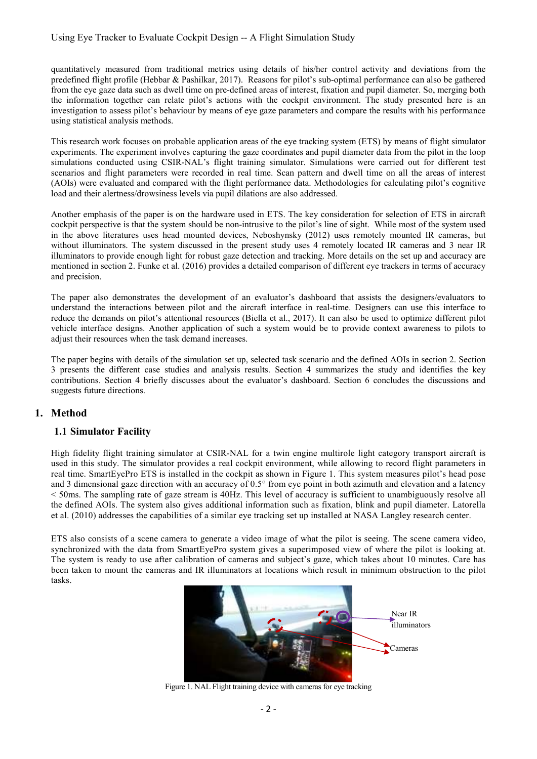quantitatively measured from traditional metrics using details of his/her control activity and deviations from the predefined flight profile (Hebbar & Pashilkar, 2017). Reasons for pilot's sub-optimal performance can also be gathered from the eye gaze data such as dwell time on pre-defined areas of interest, fixation and pupil diameter. So, merging both the information together can relate pilot's actions with the cockpit environment. The study presented here is an investigation to assess pilot's behaviour by means of eye gaze parameters and compare the results with his performance using statistical analysis methods.

This research work focuses on probable application areas of the eye tracking system (ETS) by means of flight simulator experiments. The experiment involves capturing the gaze coordinates and pupil diameter data from the pilot in the loop simulations conducted using CSIR-NAL's flight training simulator. Simulations were carried out for different test scenarios and flight parameters were recorded in real time. Scan pattern and dwell time on all the areas of interest (AOIs) were evaluated and compared with the flight performance data. Methodologies for calculating pilot's cognitive load and their alertness/drowsiness levels via pupil dilations are also addressed.

Another emphasis of the paper is on the hardware used in ETS. The key consideration for selection of ETS in aircraft cockpit perspective is that the system should be non-intrusive to the pilot's line of sight. While most of the system used in the above literatures uses head mounted devices, Neboshynsky (2012) uses remotely mounted IR cameras, but without illuminators. The system discussed in the present study uses 4 remotely located IR cameras and 3 near IR illuminators to provide enough light for robust gaze detection and tracking. More details on the set up and accuracy are mentioned in section 2. Funke et al. (2016) provides a detailed comparison of different eye trackers in terms of accuracy and precision.

The paper also demonstrates the development of an evaluator's dashboard that assists the designers/evaluators to understand the interactions between pilot and the aircraft interface in real-time. Designers can use this interface to reduce the demands on pilot's attentional resources (Biella et al., 2017). It can also be used to optimize different pilot vehicle interface designs. Another application of such a system would be to provide context awareness to pilots to adjust their resources when the task demand increases.

The paper begins with details of the simulation set up, selected task scenario and the defined AOIs in section 2. Section 3 presents the different case studies and analysis results. Section 4 summarizes the study and identifies the key contributions. Section 4 briefly discusses about the evaluator's dashboard. Section 6 concludes the discussions and suggests future directions.

## 1. Method

### 1.1 Simulator Facility

High fidelity flight training simulator at CSIR-NAL for a twin engine multirole light category transport aircraft is used in this study. The simulator provides a real cockpit environment, while allowing to record flight parameters in real time. SmartEyePro ETS is installed in the cockpit as shown in Figure 1. This system measures pilot's head pose and 3 dimensional gaze direction with an accuracy of 0.5° from eye point in both azimuth and elevation and a latency < 50ms. The sampling rate of gaze stream is 40Hz. This level of accuracy is sufficient to unambiguously resolve all the defined AOIs. The system also gives additional information such as fixation, blink and pupil diameter. Latorella et al. (2010) addresses the capabilities of a similar eye tracking set up installed at NASA Langley research center.

ETS also consists of a scene camera to generate a video image of what the pilot is seeing. The scene camera video, synchronized with the data from SmartEyePro system gives a superimposed view of where the pilot is looking at. The system is ready to use after calibration of cameras and subject's gaze, which takes about 10 minutes. Care has been taken to mount the cameras and IR illuminators at locations which result in minimum obstruction to the pilot tasks.

Figure 1. NAL Flight training device with cameras for eye tracking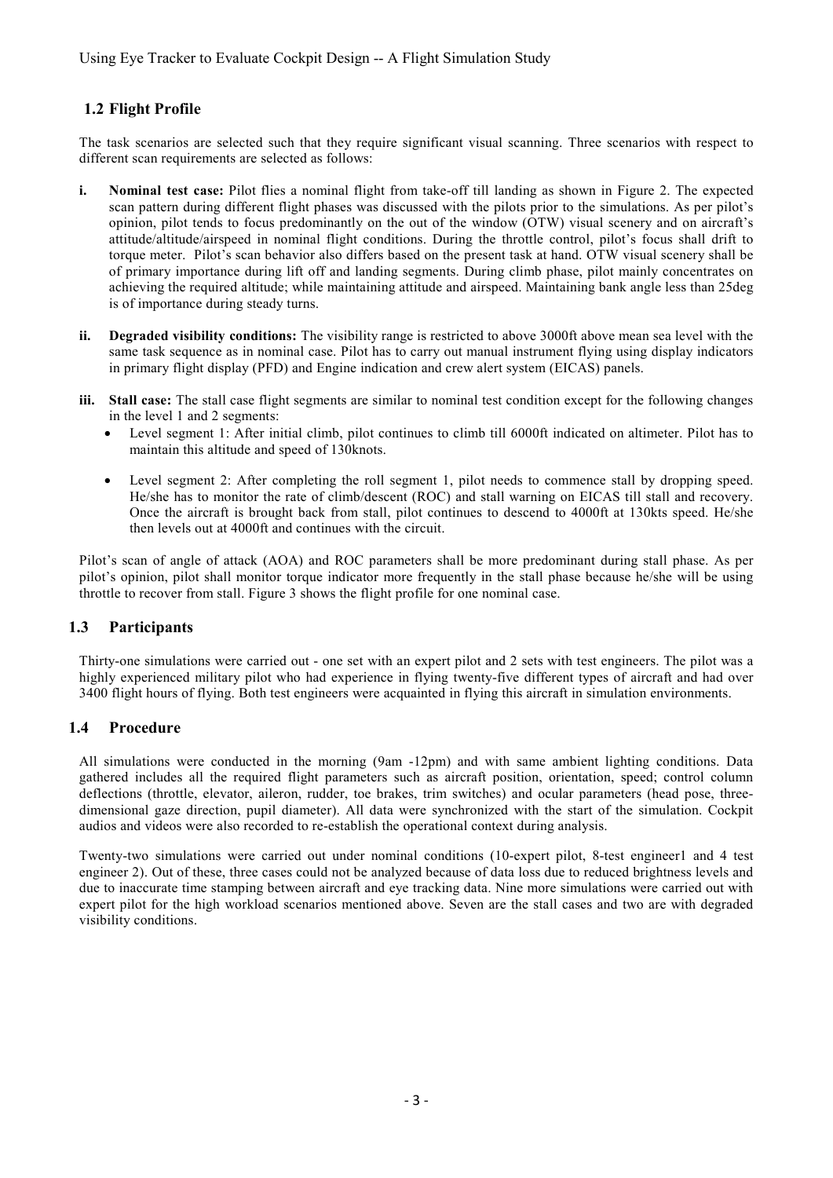## 1.2 Flight Profile

The task scenarios are selected such that they require significant visual scanning. Three scenarios with respect to different scan requirements are selected as follows:

**i. Nominal test case:** Pilot flies a nominal flight from take-off till landing as shown in Figure 2. The expected scan pattern during different flight phases was discussed with the pilots prior to the simulations. As per pilot's opinion, pilot tends to focus predominantly on the out of the window (OTW) visual scenery and on aircraft's attitude/altitude/airspeed in nominal flight conditions. During the throttle control, pilot's focus shall drift to torque meter. Pilot's scan behavior also differs based on the present task at hand. OTW visual scenery shall be of primary importance during lift off and landing segments. During climb phase, pilot mainly concentrates on achieving the required altitude; while maintaining attitude and airspeed. Maintaining bank angle less than 25deg is of importance during steady turns.

**ii. Degraded visibility conditions:** The visibility range is restricted to above 3000ft above mean sea level with the same task sequence as in nominal case. Pilot has to carry out manual instrument flying using display indicators in primary flight display (PFD) and Engine indication and crew alert system (EICAS) panels.

**iii. Stall case:** The stall case flight segments are similar to nominal test condition except for the following changes in the level 1 and 2 segments:

- Level segment 1: After initial climb, pilot continues to climb till 6000ft indicated on altimeter. Pilot has to maintain this altitude and speed of 130knots.
- Level segment 2: After completing the roll segment 1, pilot needs to commence stall by dropping speed. He/she has to monitor the rate of climb/descent (ROC) and stall warning on EICAS till stall and recovery. Once the aircraft is brought back from stall, pilot continues to descend to 4000ft at 130kts speed. He/she then levels out at 4000ft and continues with the circuit.

Pilot's scan of angle of attack (AOA) and ROC parameters shall be more predominant during stall phase. As per pilot's opinion, pilot shall monitor torque indicator more frequently in the stall phase because he/she will be using throttle to recover from stall. Figure 3 shows the flight profile for one nominal case.

## 1.3 Participants

Thirty-one simulations were carried out - one set with an expert pilot and 2 sets with test engineers. The pilot was a highly experienced military pilot who had experience in flying twenty-five different types of aircraft and had over 3400 flight hours of flying. Both test engineers were acquainted in flying this aircraft in simulation environments.

## 1.4 Procedure

All simulations were conducted in the morning (9am -12pm) and with same ambient lighting conditions. Data gathered includes all the required flight parameters such as aircraft position, orientation, speed; control column deflections (throttle, elevator, aileron, rudder, toe brakes, trim switches) and ocular parameters (head pose, three-dimensional gaze direction, pupil diameter). All data were synchronized with the start of the simulation. Cockpit audios and videos were also recorded to re-establish the operational context during analysis.

Twenty-two simulations were carried out under nominal conditions (10-expert pilot, 8-test engineer1 and 4 test engineer 2). Out of these, three cases could not be analyzed because of data loss due to reduced brightness levels and due to inaccurate time stamping between aircraft and eye tracking data. Nine more simulations were carried out with expert pilot for the high workload scenarios mentioned above. Seven are the stall cases and two are with degraded visibility conditions.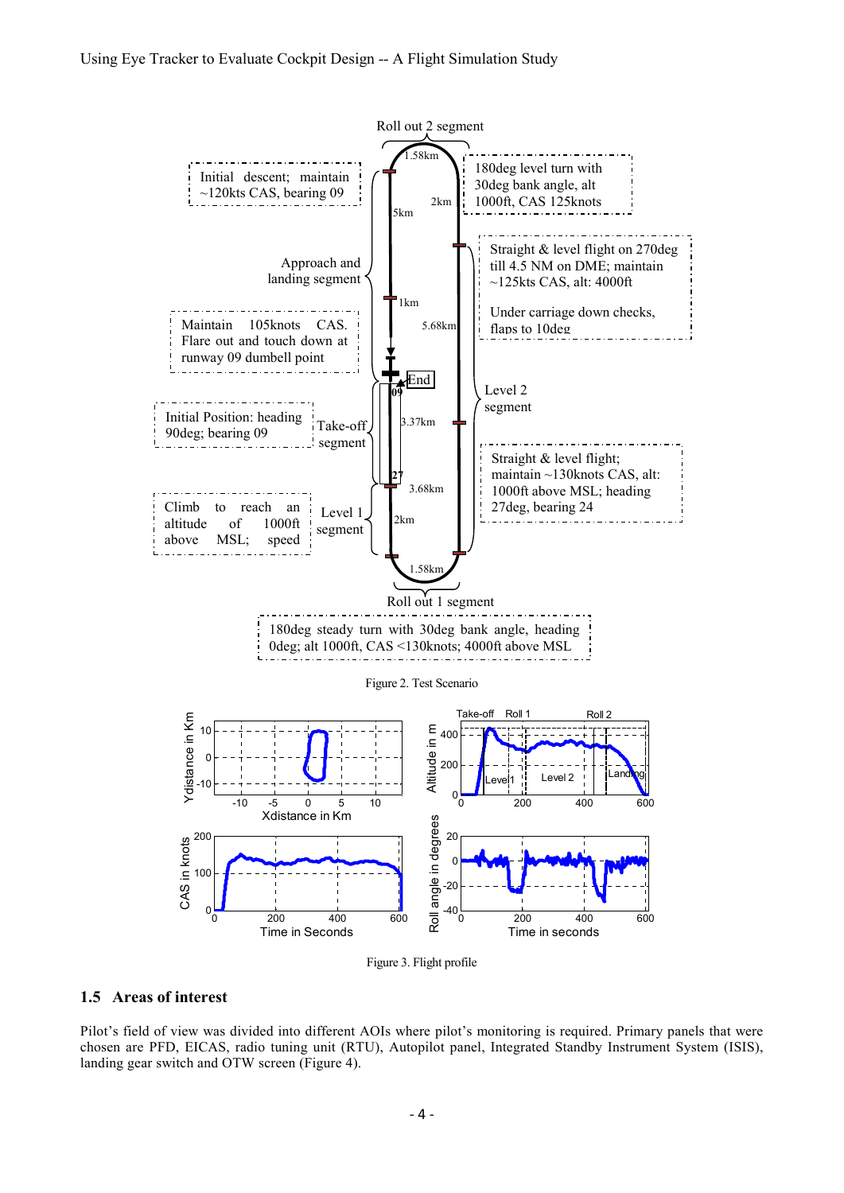Figure 2. Test Scenario

Figure 3. Flight profile

## 1.5 Areas of interest

Pilot's field of view was divided into different AOIs where pilot's monitoring is required. Primary panels that were chosen are PFD, EICAS, radio tuning unit (RTU), Autopilot panel, Integrated Standby Instrument System (ISIS), landing gear switch and OTW screen (Figure 4).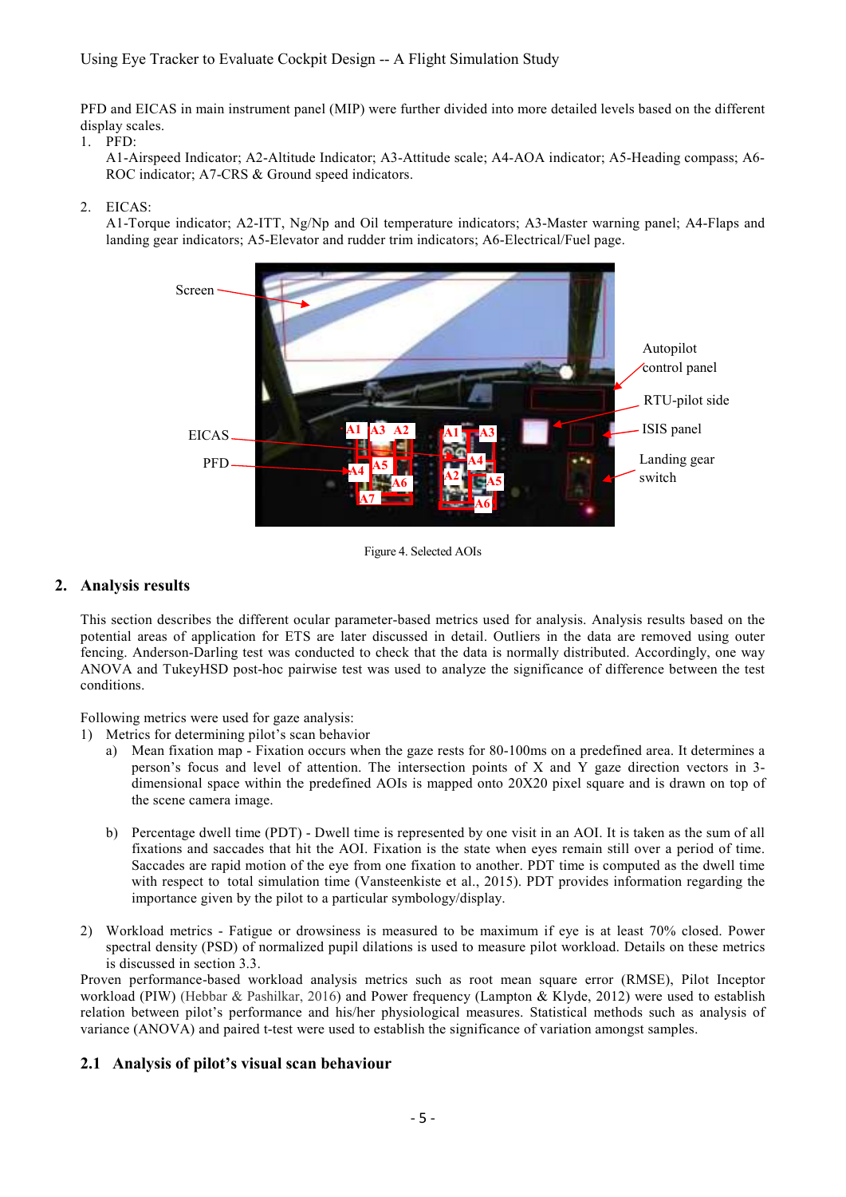PFD and EICAS in main instrument panel (MIP) were further divided into more detailed levels based on the different display scales.

1. PFD:
   A1-Airspeed Indicator; A2-Altitude Indicator; A3-Attitude scale; A4-AOA indicator; A5-Heading compass; A6-ROC indicator; A7-CRS & Ground speed indicators.

2. EICAS:
   A1-Torque indicator; A2-ITT, Ng/Np and Oil temperature indicators; A3-Master warning panel; A4-Flaps and landing gear indicators; A5-Elevator and rudder trim indicators; A6-Electrical/Fuel page.

Figure 4. Selected AOIs

## 2. Analysis results

This section describes the different ocular parameter-based metrics used for analysis. Analysis results based on the potential areas of application for ETS are later discussed in detail. Outliers in the data are removed using outer fencing. Anderson-Darling test was conducted to check that the data is normally distributed. Accordingly, one way ANOVA and TukeyHSD post-hoc pairwise test was used to analyze the significance of difference between the test conditions.

Following metrics were used for gaze analysis:

1) Metrics for determining pilot's scan behavior
   a) Mean fixation map - Fixation occurs when the gaze rests for 80-100ms on a predefined area. It determines a person's focus and level of attention. The intersection points of X and Y gaze direction vectors in 3-dimensional space within the predefined AOIs is mapped onto 20X20 pixel square and is drawn on top of the scene camera image.

   b) Percentage dwell time (PDT) - Dwell time is represented by one visit in an AOI. It is taken as the sum of all fixations and saccades that hit the AOI. Fixation is the state when eyes remain still over a period of time. Saccades are rapid motion of the eye from one fixation to another. PDT time is computed as the dwell time with respect to total simulation time (Vansteenkiste et al., 2015). PDT provides information regarding the importance given by the pilot to a particular symbology/display.

2) Workload metrics - Fatigue or drowsiness is measured to be maximum if eye is at least 70% closed. Power spectral density (PSD) of normalized pupil dilations is used to measure pilot workload. Details on these metrics is discussed in section 3.3.

Proven performance-based workload analysis metrics such as root mean square error (RMSE), Pilot Inceptor workload (PIW) (Hebbar & Pashilkar, 2016) and Power frequency (Lampton & Klyde, 2012) were used to establish relation between pilot's performance and his/her physiological measures. Statistical methods such as analysis of variance (ANOVA) and paired t-test were used to establish the significance of variation amongst samples.

### 2.1 Analysis of pilot's visual scan behaviour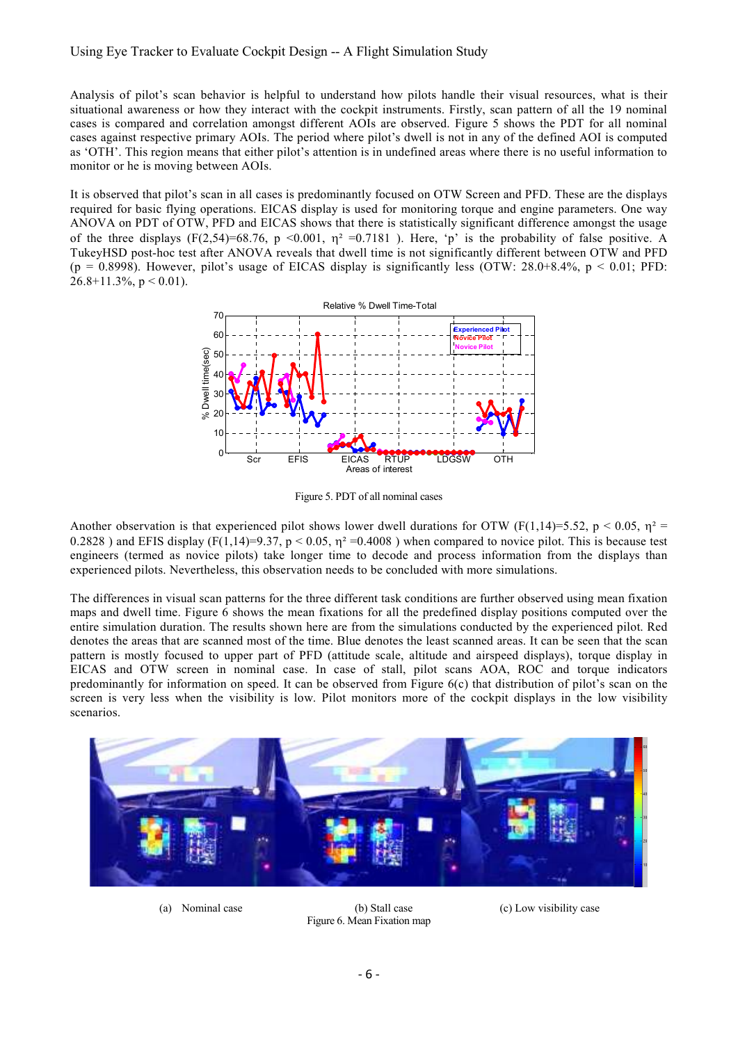Analysis of pilot's scan behavior is helpful to understand how pilots handle their visual resources, what is their situational awareness or how they interact with the cockpit instruments. Firstly, scan pattern of all the 19 nominal cases is compared and correlation amongst different AOIs are observed. Figure 5 shows the PDT for all nominal cases against respective primary AOIs. The period where pilot's dwell is not in any of the defined AOI is computed as 'OTH'. This region means that either pilot's attention is in undefined areas where there is no useful information to monitor or he is moving between AOIs.

It is observed that pilot's scan in all cases is predominantly focused on OTW Screen and PFD. These are the displays required for basic flying operations. EICAS display is used for monitoring torque and engine parameters. One way ANOVA on PDT of OTW, PFD and EICAS shows that there is statistically significant difference amongst the usage of the three displays ($F(2,54)=68.76$, $p <0.001$, $\eta^2 =0.7181$ ). Here, 'p' is the probability of false positive. A TukeyHSD post-hoc test after ANOVA reveals that dwell time is not significantly different between OTW and PFD ($p = 0.8998$). However, pilot's usage of EICAS display is significantly less (OTW: 28.0+8.4%, $p < 0.01$; PFD: 26.8+11.3%, $p < 0.01$).

Figure 5. PDT of all nominal cases

Another observation is that experienced pilot shows lower dwell durations for OTW ($F(1,14)=5.52$, $p < 0.05$, $\eta^2 = 0.2828$ ) and EFIS display ($F(1,14)=9.37$, $p < 0.05$, $\eta^2 =0.4008$ ) when compared to novice pilot. This is because test engineers (termed as novice pilots) take longer time to decode and process information from the displays than experienced pilots. Nevertheless, this observation needs to be concluded with more simulations.

The differences in visual scan patterns for the three different task conditions are further observed using mean fixation maps and dwell time. Figure 6 shows the mean fixations for all the predefined display positions computed over the entire simulation duration. The results shown here are from the simulations conducted by the experienced pilot. Red denotes the areas that are scanned most of the time. Blue denotes the least scanned areas. It can be seen that the scan pattern is mostly focused to upper part of PFD (attitude scale, altitude and airspeed displays), torque display in EICAS and OTW screen in nominal case. In case of stall, pilot scans AOA, ROC and torque indicators predominantly for information on speed. It can be observed from Figure 6(c) that distribution of pilot's scan on the screen is very less when the visibility is low. Pilot monitors more of the cockpit displays in the low visibility scenarios.

(a) Nominal case (b) Stall case (c) Low visibility case

Figure 6. Mean Fixation map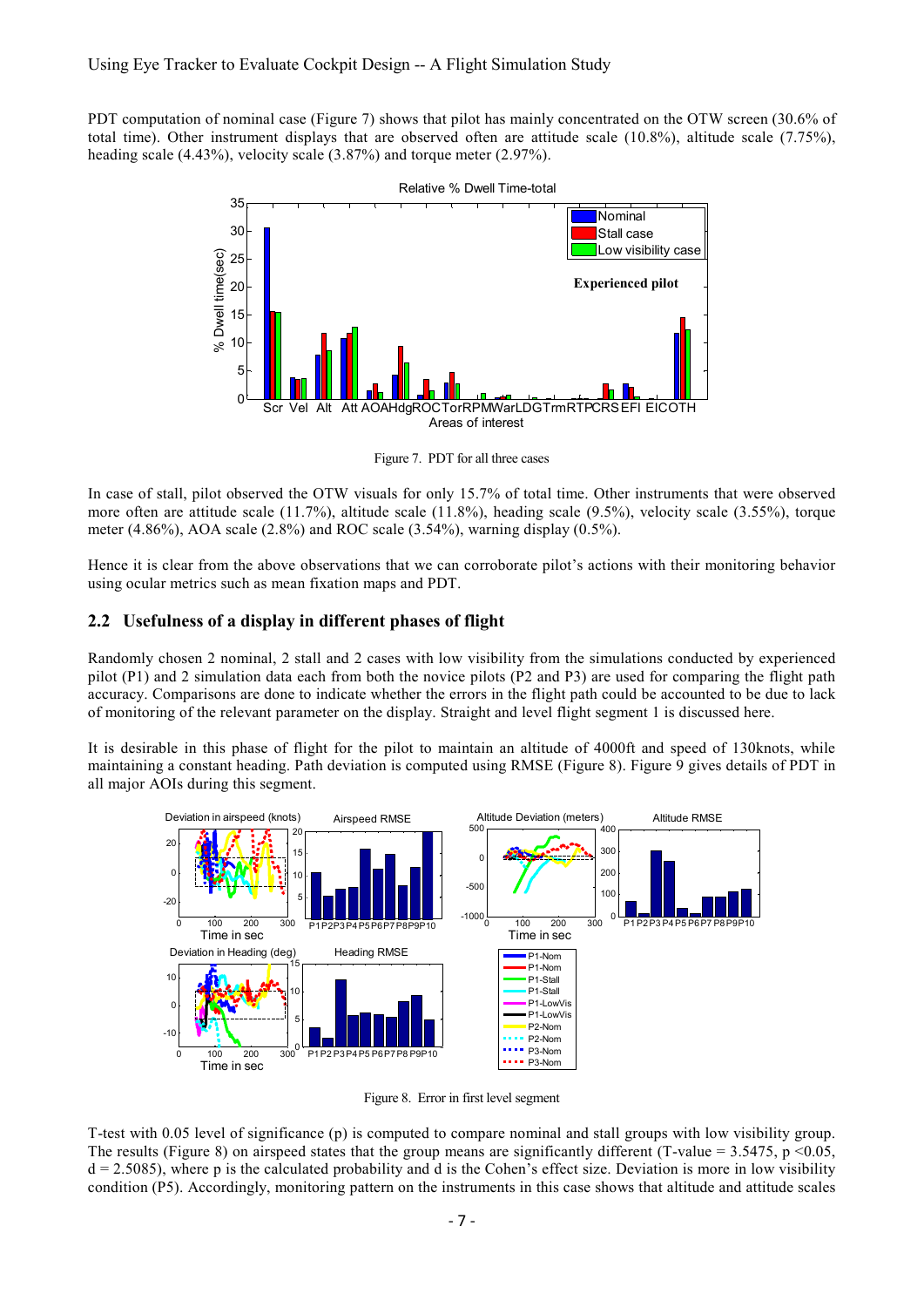PDT computation of nominal case (Figure 7) shows that pilot has mainly concentrated on the OTW screen (30.6% of total time). Other instrument displays that are observed often are attitude scale (10.8%), altitude scale (7.75%), heading scale (4.43%), velocity scale (3.87%) and torque meter (2.97%).

Figure 7. PDT for all three cases

In case of stall, pilot observed the OTW visuals for only 15.7% of total time. Other instruments that were observed more often are attitude scale (11.7%), altitude scale (11.8%), heading scale (9.5%), velocity scale (3.55%), torque meter (4.86%), AOA scale (2.8%) and ROC scale (3.54%), warning display (0.5%).

Hence it is clear from the above observations that we can corroborate pilot's actions with their monitoring behavior using ocular metrics such as mean fixation maps and PDT.

## 2.2 Usefulness of a display in different phases of flight

Randomly chosen 2 nominal, 2 stall and 2 cases with low visibility from the simulations conducted by experienced pilot (P1) and 2 simulation data each from both the novice pilots (P2 and P3) are used for comparing the flight path accuracy. Comparisons are done to indicate whether the errors in the flight path could be accounted to be due to lack of monitoring of the relevant parameter on the display. Straight and level flight segment 1 is discussed here.

It is desirable in this phase of flight for the pilot to maintain an altitude of 4000ft and speed of 130knots, while maintaining a constant heading. Path deviation is computed using RMSE (Figure 8). Figure 9 gives details of PDT in all major AOIs during this segment.

Figure 8. Error in first level segment

T-test with 0.05 level of significance (p) is computed to compare nominal and stall groups with low visibility group. The results (Figure 8) on airspeed states that the group means are significantly different (T-value = 3.5475, $p < 0.05$, $d = 2.5085$), where p is the calculated probability and d is the Cohen's effect size. Deviation is more in low visibility condition (P5). Accordingly, monitoring pattern on the instruments in this case shows that altitude and attitude scales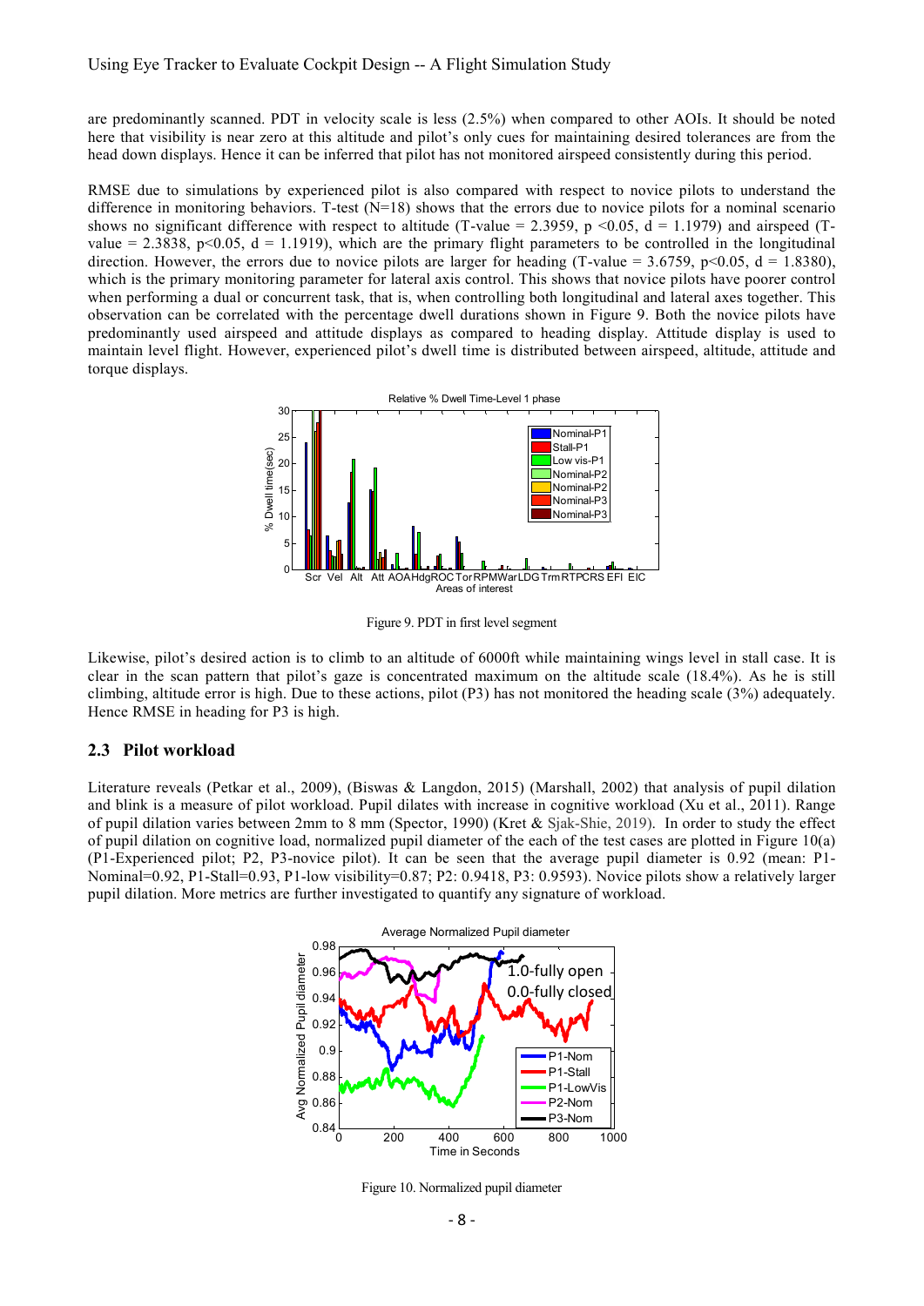are predominantly scanned. PDT in velocity scale is less (2.5%) when compared to other AOIs. It should be noted here that visibility is near zero at this altitude and pilot's only cues for maintaining desired tolerances are from the head down displays. Hence it can be inferred that pilot has not monitored airspeed consistently during this period.

RMSE due to simulations by experienced pilot is also compared with respect to novice pilots to understand the difference in monitoring behaviors. T-test (N=18) shows that the errors due to novice pilots for a nominal scenario shows no significant difference with respect to altitude (T-value = 2.3959, $p < 0.05$, $d = 1.1979$) and airspeed (T-value = 2.3838, $p < 0.05$, $d = 1.1919$), which are the primary flight parameters to be controlled in the longitudinal direction. However, the errors due to novice pilots are larger for heading (T-value = 3.6759, $p < 0.05$, $d = 1.8380$), which is the primary monitoring parameter for lateral axis control. This shows that novice pilots have poorer control when performing a dual or concurrent task, that is, when controlling both longitudinal and lateral axes together. This observation can be correlated with the percentage dwell durations shown in Figure 9. Both the novice pilots have predominantly used airspeed and attitude displays as compared to heading display. Attitude display is used to maintain level flight. However, experienced pilot's dwell time is distributed between airspeed, altitude, attitude and torque displays.

Figure 9. PDT in first level segment

Likewise, pilot's desired action is to climb to an altitude of 6000ft while maintaining wings level in stall case. It is clear in the scan pattern that pilot's gaze is concentrated maximum on the altitude scale (18.4%). As he is still climbing, altitude error is high. Due to these actions, pilot (P3) has not monitored the heading scale (3%) adequately. Hence RMSE in heading for P3 is high.

## 2.3 Pilot workload

Literature reveals (Petkar et al., 2009), (Biswas & Langdon, 2015) (Marshall, 2002) that analysis of pupil dilation and blink is a measure of pilot workload. Pupil dilates with increase in cognitive workload (Xu et al., 2011). Range of pupil dilation varies between 2mm to 8 mm (Spector, 1990) (Kret & Sjak-Shie, 2019). In order to study the effect of pupil dilation on cognitive load, normalized pupil diameter of the each of the test cases are plotted in Figure 10(a) (P1-Experienced pilot; P2, P3-novice pilot). It can be seen that the average pupil diameter is 0.92 (mean: P1-Nominal=0.92, P1-Stall=0.93, P1-low visibility=0.87; P2: 0.9418, P3: 0.9593). Novice pilots show a relatively larger pupil dilation. More metrics are further investigated to quantify any signature of workload.

Figure 10. Normalized pupil diameter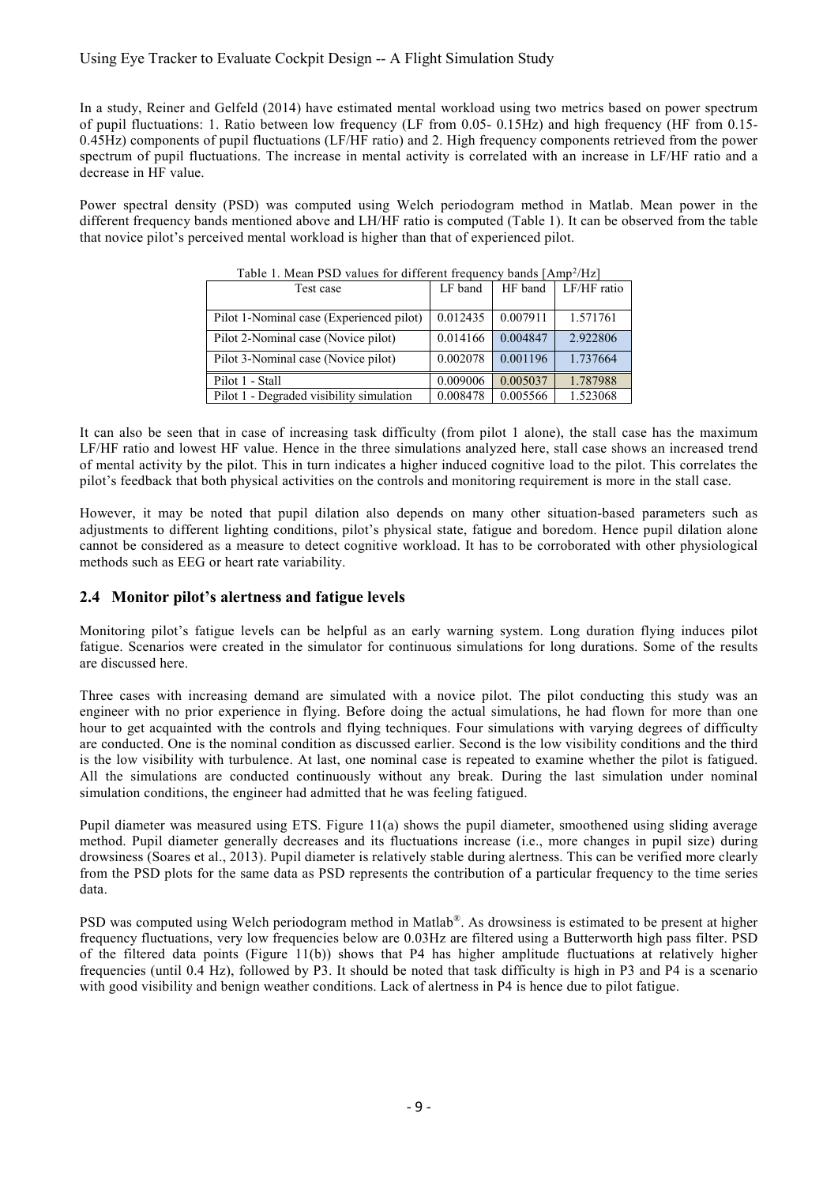In a study, Reiner and Gelfeld (2014) have estimated mental workload using two metrics based on power spectrum of pupil fluctuations: 1. Ratio between low frequency (LF from 0.05- 0.15Hz) and high frequency (HF from 0.15- 0.45Hz) components of pupil fluctuations (LF/HF ratio) and 2. High frequency components retrieved from the power spectrum of pupil fluctuations. The increase in mental activity is correlated with an increase in LF/HF ratio and a decrease in HF value.

Power spectral density (PSD) was computed using Welch periodogram method in Matlab. Mean power in the different frequency bands mentioned above and LH/HF ratio is computed (Table 1). It can be observed from the table that novice pilot's perceived mental workload is higher than that of experienced pilot.

Table 1. Mean PSD values for different frequency bands [Amp$^2$/Hz]

| Test case | LF band | HF band | LF/HF ratio |
|---|---|---|---|
| Pilot 1-Nominal case (Experienced pilot) | 0.012435 | 0.007911 | 1.571761 |
| Pilot 2-Nominal case (Novice pilot) | 0.014166 | 0.004847 | 2.922806 |
| Pilot 3-Nominal case (Novice pilot) | 0.002078 | 0.001196 | 1.737664 |
| Pilot 1 - Stall | 0.009006 | 0.005037 | 1.787988 |
| Pilot 1 - Degraded visibility simulation | 0.008478 | 0.005566 | 1.523068 |

It can also be seen that in case of increasing task difficulty (from pilot 1 alone), the stall case has the maximum LF/HF ratio and lowest HF value. Hence in the three simulations analyzed here, stall case shows an increased trend of mental activity by the pilot. This in turn indicates a higher induced cognitive load to the pilot. This correlates the pilot's feedback that both physical activities on the controls and monitoring requirement is more in the stall case.

However, it may be noted that pupil dilation also depends on many other situation-based parameters such as adjustments to different lighting conditions, pilot's physical state, fatigue and boredom. Hence pupil dilation alone cannot be considered as a measure to detect cognitive workload. It has to be corroborated with other physiological methods such as EEG or heart rate variability.

## 2.4 Monitor pilot's alertness and fatigue levels

Monitoring pilot's fatigue levels can be helpful as an early warning system. Long duration flying induces pilot fatigue. Scenarios were created in the simulator for continuous simulations for long durations. Some of the results are discussed here.

Three cases with increasing demand are simulated with a novice pilot. The pilot conducting this study was an engineer with no prior experience in flying. Before doing the actual simulations, he had flown for more than one hour to get acquainted with the controls and flying techniques. Four simulations with varying degrees of difficulty are conducted. One is the nominal condition as discussed earlier. Second is the low visibility conditions and the third is the low visibility with turbulence. At last, one nominal case is repeated to examine whether the pilot is fatigued. All the simulations are conducted continuously without any break. During the last simulation under nominal simulation conditions, the engineer had admitted that he was feeling fatigued.

Pupil diameter was measured using ETS. Figure 11(a) shows the pupil diameter, smoothened using sliding average method. Pupil diameter generally decreases and its fluctuations increase (i.e., more changes in pupil size) during drowsiness (Soares et al., 2013). Pupil diameter is relatively stable during alertness. This can be verified more clearly from the PSD plots for the same data as PSD represents the contribution of a particular frequency to the time series data.

PSD was computed using Welch periodogram method in Matlab®. As drowsiness is estimated to be present at higher frequency fluctuations, very low frequencies below are 0.03Hz are filtered using a Butterworth high pass filter. PSD of the filtered data points (Figure 11(b)) shows that P4 has higher amplitude fluctuations at relatively higher frequencies (until 0.4 Hz), followed by P3. It should be noted that task difficulty is high in P3 and P4 is a scenario with good visibility and benign weather conditions. Lack of alertness in P4 is hence due to pilot fatigue.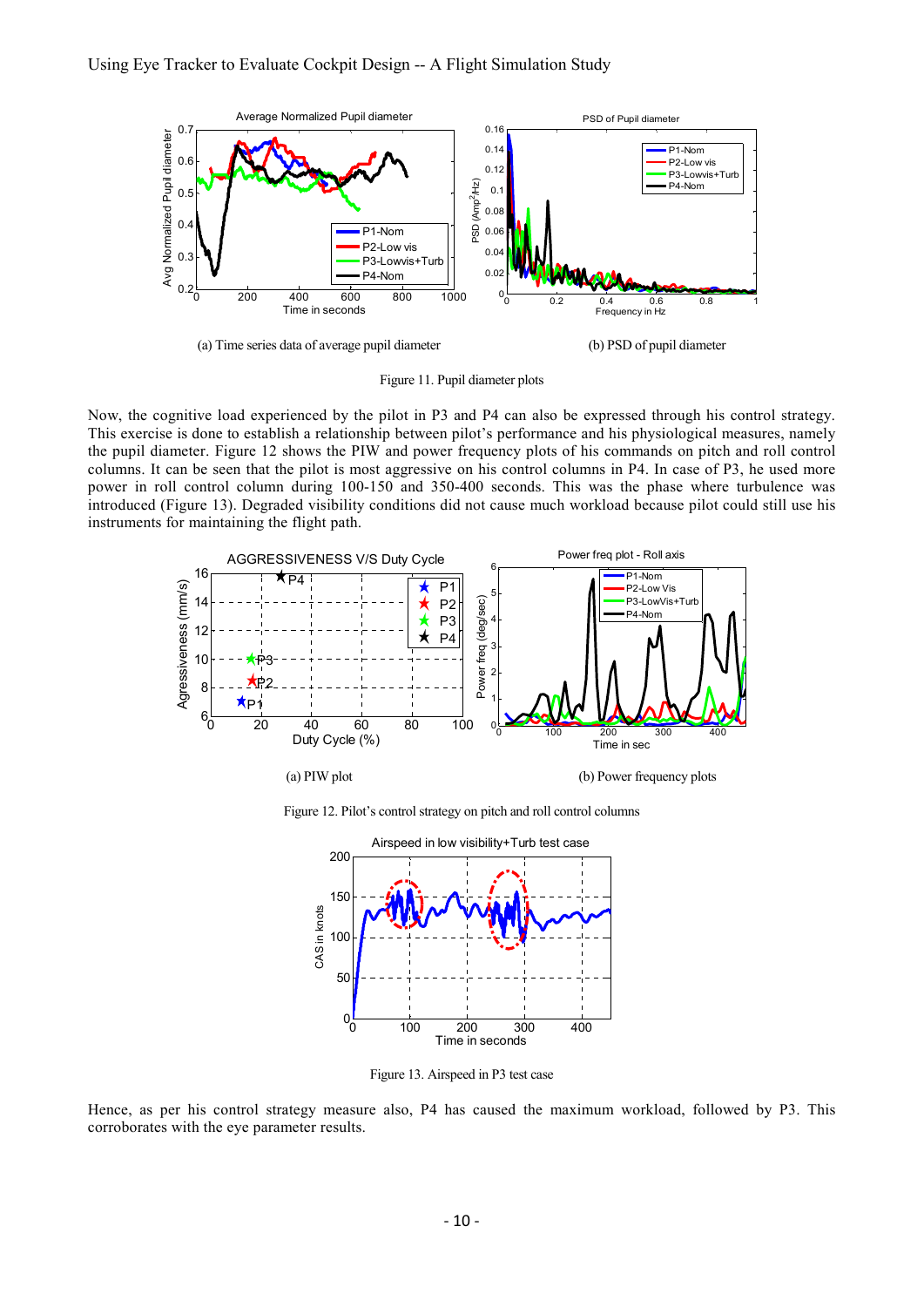(a) Time series data of average pupil diameter

(b) PSD of pupil diameter

Figure 11. Pupil diameter plots

Now, the cognitive load experienced by the pilot in P3 and P4 can also be expressed through his control strategy. This exercise is done to establish a relationship between pilot's performance and his physiological measures, namely the pupil diameter. Figure 12 shows the PIW and power frequency plots of his commands on pitch and roll control columns. It can be seen that the pilot is most aggressive on his control columns in P4. In case of P3, he used more power in roll control column during 100-150 and 350-400 seconds. This was the phase where turbulence was introduced (Figure 13). Degraded visibility conditions did not cause much workload because pilot could still use his instruments for maintaining the flight path.

(a) PIW plot

(b) Power frequency plots

Figure 12. Pilot's control strategy on pitch and roll control columns

Figure 13. Airspeed in P3 test case

Hence, as per his control strategy measure also, P4 has caused the maximum workload, followed by P3. This corroborates with the eye parameter results.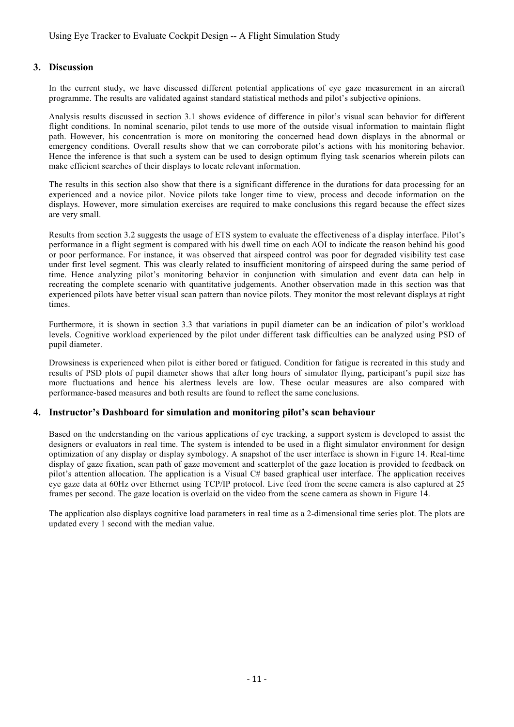## 3. Discussion

In the current study, we have discussed different potential applications of eye gaze measurement in an aircraft programme. The results are validated against standard statistical methods and pilot's subjective opinions.

Analysis results discussed in section 3.1 shows evidence of difference in pilot's visual scan behavior for different flight conditions. In nominal scenario, pilot tends to use more of the outside visual information to maintain flight path. However, his concentration is more on monitoring the concerned head down displays in the abnormal or emergency conditions. Overall results show that we can corroborate pilot's actions with his monitoring behavior. Hence the inference is that such a system can be used to design optimum flying task scenarios wherein pilots can make efficient searches of their displays to locate relevant information.

The results in this section also show that there is a significant difference in the durations for data processing for an experienced and a novice pilot. Novice pilots take longer time to view, process and decode information on the displays. However, more simulation exercises are required to make conclusions this regard because the effect sizes are very small.

Results from section 3.2 suggests the usage of ETS system to evaluate the effectiveness of a display interface. Pilot's performance in a flight segment is compared with his dwell time on each AOI to indicate the reason behind his good or poor performance. For instance, it was observed that airspeed control was poor for degraded visibility test case under first level segment. This was clearly related to insufficient monitoring of airspeed during the same period of time. Hence analyzing pilot's monitoring behavior in conjunction with simulation and event data can help in recreating the complete scenario with quantitative judgements. Another observation made in this section was that experienced pilots have better visual scan pattern than novice pilots. They monitor the most relevant displays at right times.

Furthermore, it is shown in section 3.3 that variations in pupil diameter can be an indication of pilot's workload levels. Cognitive workload experienced by the pilot under different task difficulties can be analyzed using PSD of pupil diameter.

Drowsiness is experienced when pilot is either bored or fatigued. Condition for fatigue is recreated in this study and results of PSD plots of pupil diameter shows that after long hours of simulator flying, participant's pupil size has more fluctuations and hence his alertness levels are low. These ocular measures are also compared with performance-based measures and both results are found to reflect the same conclusions.

## 4. Instructor's Dashboard for simulation and monitoring pilot's scan behaviour

Based on the understanding on the various applications of eye tracking, a support system is developed to assist the designers or evaluators in real time. The system is intended to be used in a flight simulator environment for design optimization of any display or display symbology. A snapshot of the user interface is shown in Figure 14. Real-time display of gaze fixation, scan path of gaze movement and scatterplot of the gaze location is provided to feedback on pilot's attention allocation. The application is a Visual C# based graphical user interface. The application receives eye gaze data at 60Hz over Ethernet using TCP/IP protocol. Live feed from the scene camera is also captured at 25 frames per second. The gaze location is overlaid on the video from the scene camera as shown in Figure 14.

The application also displays cognitive load parameters in real time as a 2-dimensional time series plot. The plots are updated every 1 second with the median value.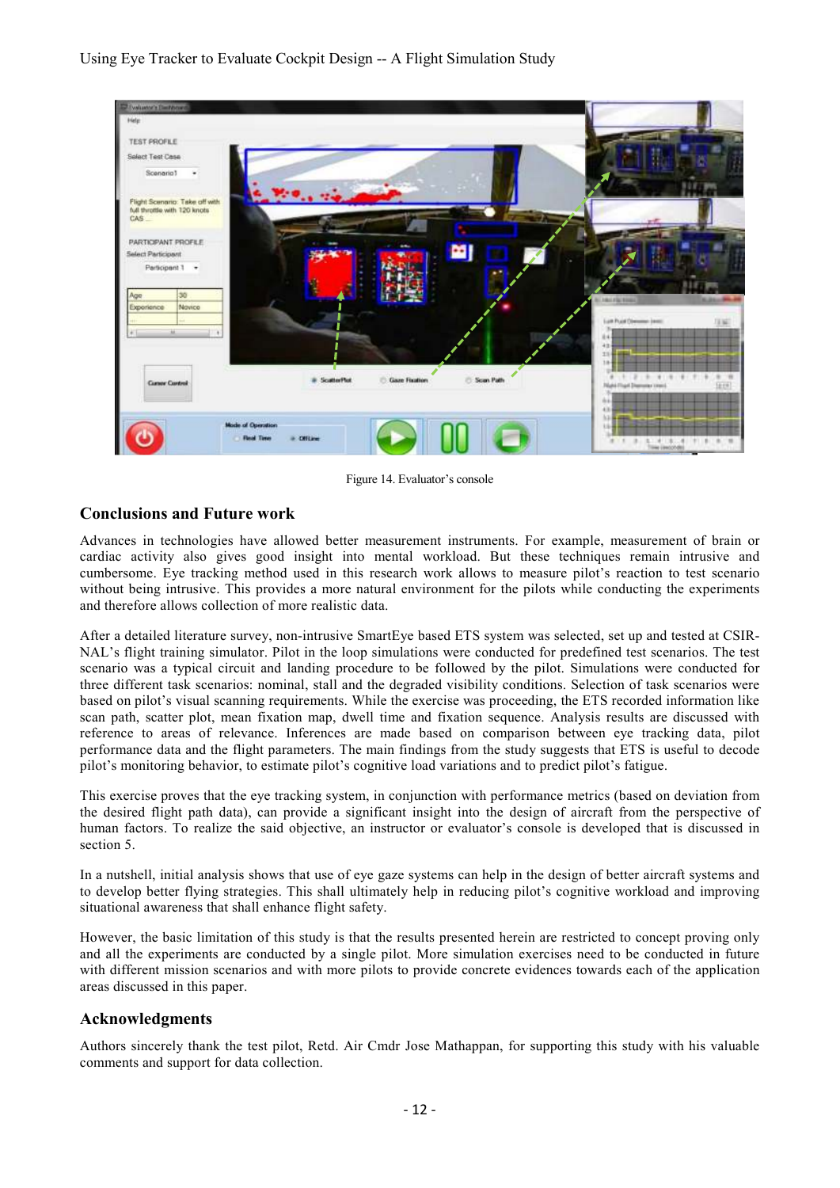Figure 14. Evaluator's console

## Conclusions and Future work

Advances in technologies have allowed better measurement instruments. For example, measurement of brain or cardiac activity also gives good insight into mental workload. But these techniques remain intrusive and cumbersome. Eye tracking method used in this research work allows to measure pilot's reaction to test scenario without being intrusive. This provides a more natural environment for the pilots while conducting the experiments and therefore allows collection of more realistic data.

After a detailed literature survey, non-intrusive SmartEye based ETS system was selected, set up and tested at CSIR-NAL's flight training simulator. Pilot in the loop simulations were conducted for predefined test scenarios. The test scenario was a typical circuit and landing procedure to be followed by the pilot. Simulations were conducted for three different task scenarios: nominal, stall and the degraded visibility conditions. Selection of task scenarios were based on pilot's visual scanning requirements. While the exercise was proceeding, the ETS recorded information like scan path, scatter plot, mean fixation map, dwell time and fixation sequence. Analysis results are discussed with reference to areas of relevance. Inferences are made based on comparison between eye tracking data, pilot performance data and the flight parameters. The main findings from the study suggests that ETS is useful to decode pilot's monitoring behavior, to estimate pilot's cognitive load variations and to predict pilot's fatigue.

This exercise proves that the eye tracking system, in conjunction with performance metrics (based on deviation from the desired flight path data), can provide a significant insight into the design of aircraft from the perspective of human factors. To realize the said objective, an instructor or evaluator's console is developed that is discussed in section 5.

In a nutshell, initial analysis shows that use of eye gaze systems can help in the design of better aircraft systems and to develop better flying strategies. This shall ultimately help in reducing pilot's cognitive workload and improving situational awareness that shall enhance flight safety.

However, the basic limitation of this study is that the results presented herein are restricted to concept proving only and all the experiments are conducted by a single pilot. More simulation exercises need to be conducted in future with different mission scenarios and with more pilots to provide concrete evidences towards each of the application areas discussed in this paper.

## Acknowledgments

Authors sincerely thank the test pilot, Retd. Air Cmdr Jose Mathappan, for supporting this study with his valuable comments and support for data collection.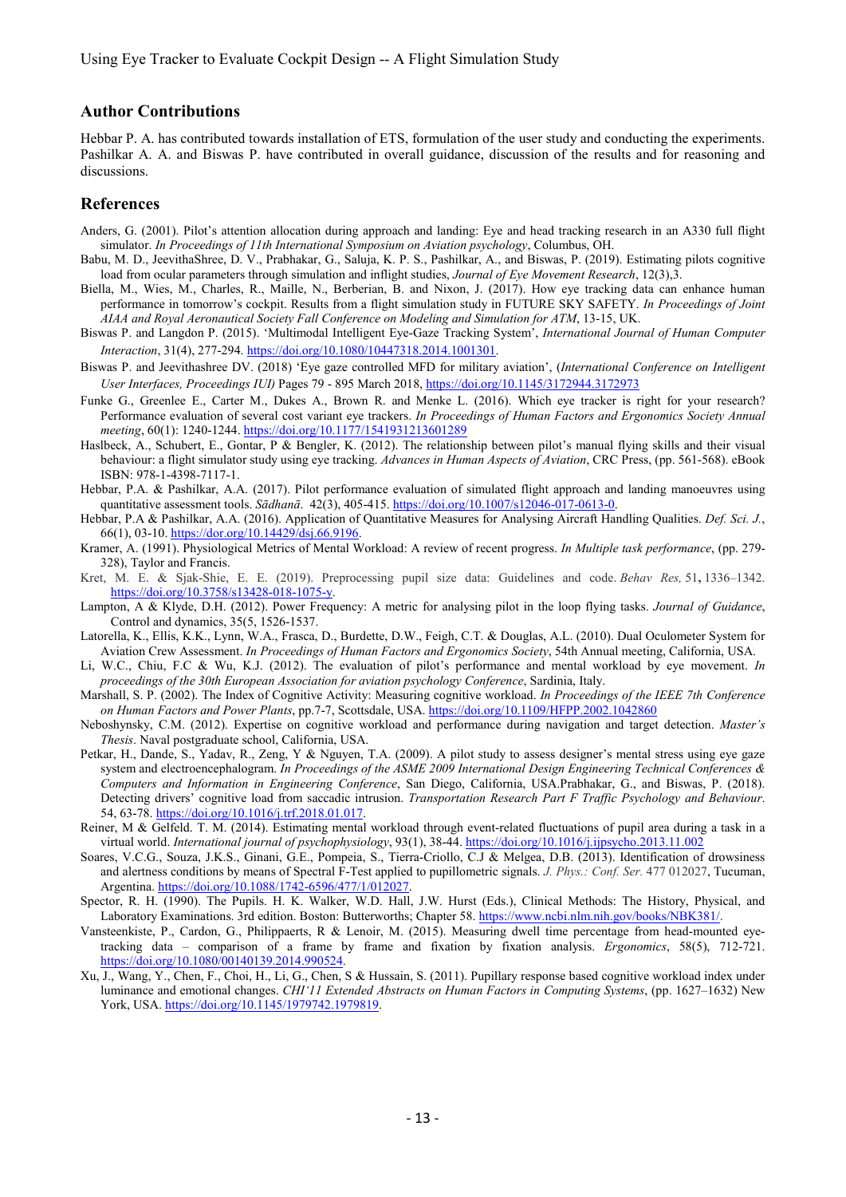## Author Contributions

Hebbar P. A. has contributed towards installation of ETS, formulation of the user study and conducting the experiments. Pashilkar A. A. and Biswas P. have contributed in overall guidance, discussion of the results and for reasoning and discussions.

## References

Anders, G. (2001). Pilot's attention allocation during approach and landing: Eye and head tracking research in an A330 full flight simulator. *In Proceedings of 11th International Symposium on Aviation psychology*, Columbus, OH.

Babu, M. D., JeevithaShree, D. V., Prabhakar, G., Saluja, K. P. S., Pashilkar, A., and Biswas, P. (2019). Estimating pilots cognitive load from ocular parameters through simulation and inflight studies, *Journal of Eye Movement Research*, 12(3),3.

Biella, M., Wies, M., Charles, R., Maille, N., Berberian, B. and Nixon, J. (2017). How eye tracking data can enhance human performance in tomorrow's cockpit. Results from a flight simulation study in FUTURE SKY SAFETY. *In Proceedings of Joint AIAA and Royal Aeronautical Society Fall Conference on Modeling and Simulation for ATM*, 13-15, UK.

Biswas P. and Langdon P. (2015). 'Multimodal Intelligent Eye-Gaze Tracking System', *International Journal of Human Computer Interaction*, 31(4), 277-294. https://doi.org/10.1080/10447318.2014.1001301.

Biswas P. and Jeevithashree DV. (2018) 'Eye gaze controlled MFD for military aviation', (*International Conference on Intelligent User Interfaces, Proceedings IUI)* Pages 79 - 895 March 2018, https://doi.org/10.1145/3172944.3172973

Funke G., Greenlee E., Carter M., Dukes A., Brown R. and Menke L. (2016). Which eye tracker is right for your research? Performance evaluation of several cost variant eye trackers. *In Proceedings of Human Factors and Ergonomics Society Annual meeting*, 60(1): 1240-1244. https://doi.org/10.1177/1541931213601289

Haslbeck, A., Schubert, E., Gontar, P & Bengler, K. (2012). The relationship between pilot's manual flying skills and their visual behaviour: a flight simulator study using eye tracking. *Advances in Human Aspects of Aviation*, CRC Press, (pp. 561-568). eBook ISBN: 978-1-4398-7117-1.

Hebbar, P.A. & Pashilkar, A.A. (2017). Pilot performance evaluation of simulated flight approach and landing manoeuvres using quantitative assessment tools. *Sādhanā*. 42(3), 405-415. https://doi.org/10.1007/s12046-017-0613-0.

Hebbar, P.A & Pashilkar, A.A. (2016). Application of Quantitative Measures for Analysing Aircraft Handling Qualities. *Def. Sci. J.*, 66(1), 03-10. https://dor.org/10.14429/dsj.66.9196.

Kramer, A. (1991). Physiological Metrics of Mental Workload: A review of recent progress. *In Multiple task performance*, (pp. 279-328), Taylor and Francis.

Kret, M. E. & Sjak-Shie, E. E. (2019). Preprocessing pupil size data: Guidelines and code. *Behav Res,* 51**,** 1336–1342. https://doi.org/10.3758/s13428-018-1075-y.

Lampton, A & Klyde, D.H. (2012). Power Frequency: A metric for analysing pilot in the loop flying tasks. *Journal of Guidance*, Control and dynamics, 35(5, 1526-1537.

Latorella, K., Ellis, K.K., Lynn, W.A., Frasca, D., Burdette, D.W., Feigh, C.T. & Douglas, A.L. (2010). Dual Oculometer System for Aviation Crew Assessment. *In Proceedings of Human Factors and Ergonomics Society*, 54th Annual meeting, California, USA.

Li, W.C., Chiu, F.C & Wu, K.J. (2012). The evaluation of pilot's performance and mental workload by eye movement. *In proceedings of the 30th European Association for aviation psychology Conference*, Sardinia, Italy.

Marshall, S. P. (2002). The Index of Cognitive Activity: Measuring cognitive workload. *In Proceedings of the IEEE 7th Conference on Human Factors and Power Plants*, pp.7-7, Scottsdale, USA. https://doi.org/10.1109/HFPP.2002.1042860

Neboshynsky, C.M. (2012). Expertise on cognitive workload and performance during navigation and target detection. *Master's Thesis*. Naval postgraduate school, California, USA.

Petkar, H., Dande, S., Yadav, R., Zeng, Y & Nguyen, T.A. (2009). A pilot study to assess designer's mental stress using eye gaze system and electroencephalogram. *In Proceedings of the ASME 2009 International Design Engineering Technical Conferences & Computers and Information in Engineering Conference*, San Diego, California, USA.Prabhakar, G., and Biswas, P. (2018). Detecting drivers' cognitive load from saccadic intrusion. *Transportation Research Part F Traffic Psychology and Behaviour*. 54, 63-78. https://doi.org/10.1016/j.trf.2018.01.017.

Reiner, M & Gelfeld. T. M. (2014). Estimating mental workload through event-related fluctuations of pupil area during a task in a virtual world. *International journal of psychophysiology*, 93(1), 38-44. https://doi.org/10.1016/j.ijpsycho.2013.11.002

Soares, V.C.G., Souza, J.K.S., Ginani, G.E., Pompeia, S., Tierra-Criollo, C.J & Melgea, D.B. (2013). Identification of drowsiness and alertness conditions by means of Spectral F-Test applied to pupillometric signals. *J. Phys.: Conf. Ser.* 477 012027, Tucuman, Argentina. https://doi.org/10.1088/1742-6596/477/1/012027.

Spector, R. H. (1990). The Pupils. H. K. Walker, W.D. Hall, J.W. Hurst (Eds.), Clinical Methods: The History, Physical, and Laboratory Examinations. 3rd edition. Boston: Butterworths; Chapter 58. https://www.ncbi.nlm.nih.gov/books/NBK381/.

Vansteenkiste, P., Cardon, G., Philippaerts, R & Lenoir, M. (2015). Measuring dwell time percentage from head-mounted eye-tracking data – comparison of a frame by frame and fixation by fixation analysis. *Ergonomics*, 58(5), 712-721. https://doi.org/10.1080/00140139.2014.990524.

Xu, J., Wang, Y., Chen, F., Choi, H., Li, G., Chen, S & Hussain, S. (2011). Pupillary response based cognitive workload index under luminance and emotional changes. *CHI'11 Extended Abstracts on Human Factors in Computing Systems*, (pp. 1627–1632) New York, USA. https://doi.org/10.1145/1979742.1979819.